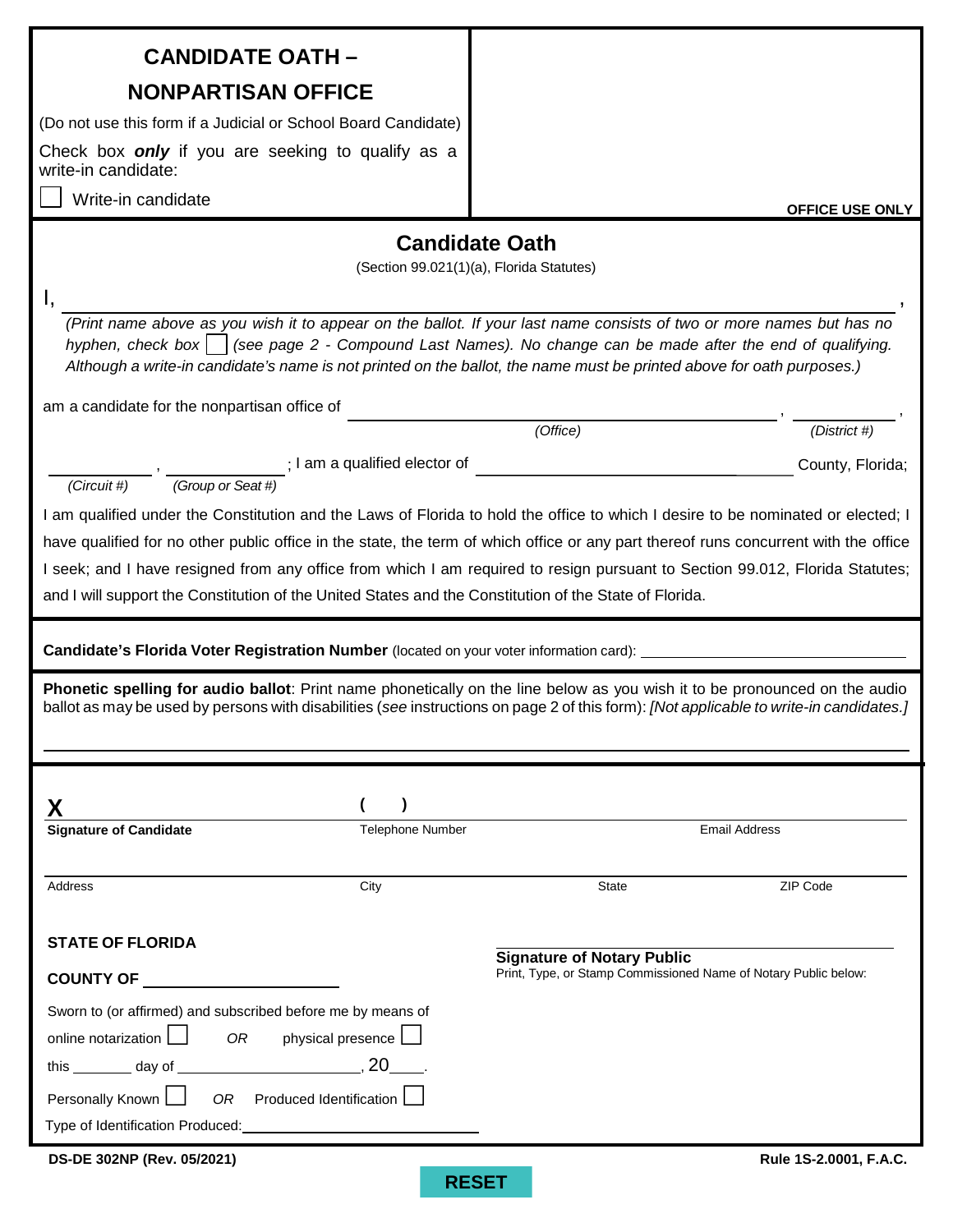# CANDIDATE OATH – NONPARTISAN OFFICE

(Do not use this form if a Judicial or School Board Candidate)

Check box ***only*** if you are seeking to qualify as a write-in candidate:

☐ Write-in candidate

**OFFICE USE ONLY**

## Candidate Oath

(Section 99.021(1)(a), Florida Statutes)

I, ______________________________________________________________,

*(Print name above as you wish it to appear on the ballot. If your last name consists of two or more names but has no hyphen, check box ☐ (see page 2 - Compound Last Names). No change can be made after the end of qualifying. Although a write-in candidate's name is not printed on the ballot, the name must be printed above for oath purposes.)*

am a candidate for the nonpartisan office of ______________________________ *(Office)*, __________ *(District #)*, __________ *(Circuit #)*, __________ *(Group or Seat #)*; I am a qualified elector of ______________________________ County, Florida;

I am qualified under the Constitution and the Laws of Florida to hold the office to which I desire to be nominated or elected; I have qualified for no other public office in the state, the term of which office or any part thereof runs concurrent with the office I seek; and I have resigned from any office from which I am required to resign pursuant to Section 99.012, Florida Statutes; and I will support the Constitution of the United States and the Constitution of the State of Florida.

**Candidate's Florida Voter Registration Number** (located on your voter information card): ______________________________

**Phonetic spelling for audio ballot**: Print name phonetically on the line below as you wish it to be pronounced on the audio ballot as may be used by persons with disabilities (*see* instructions on page 2 of this form): *[Not applicable to write-in candidates.]*

______________________________________________________________

**X** ______________________________ **Signature of Candidate**

( ) ______________________________ Telephone Number

______________________________ Email Address

______________________________ Address

______________________________ City

______________________________ State

______________________________ ZIP Code

**STATE OF FLORIDA**

**COUNTY OF** ______________________________

Sworn to (or affirmed) and subscribed before me by means of online notarization ☐ *OR* physical presence ☐

this _______ day of ______________________, 20____.

Personally Known ☐ *OR* Produced Identification ☐

Type of Identification Produced: ______________________________

______________________________

**Signature of Notary Public**

Print, Type, or Stamp Commissioned Name of Notary Public below:

**DS-DE 302NP (Rev. 05/2021)**

**Rule 1S-2.0001, F.A.C.**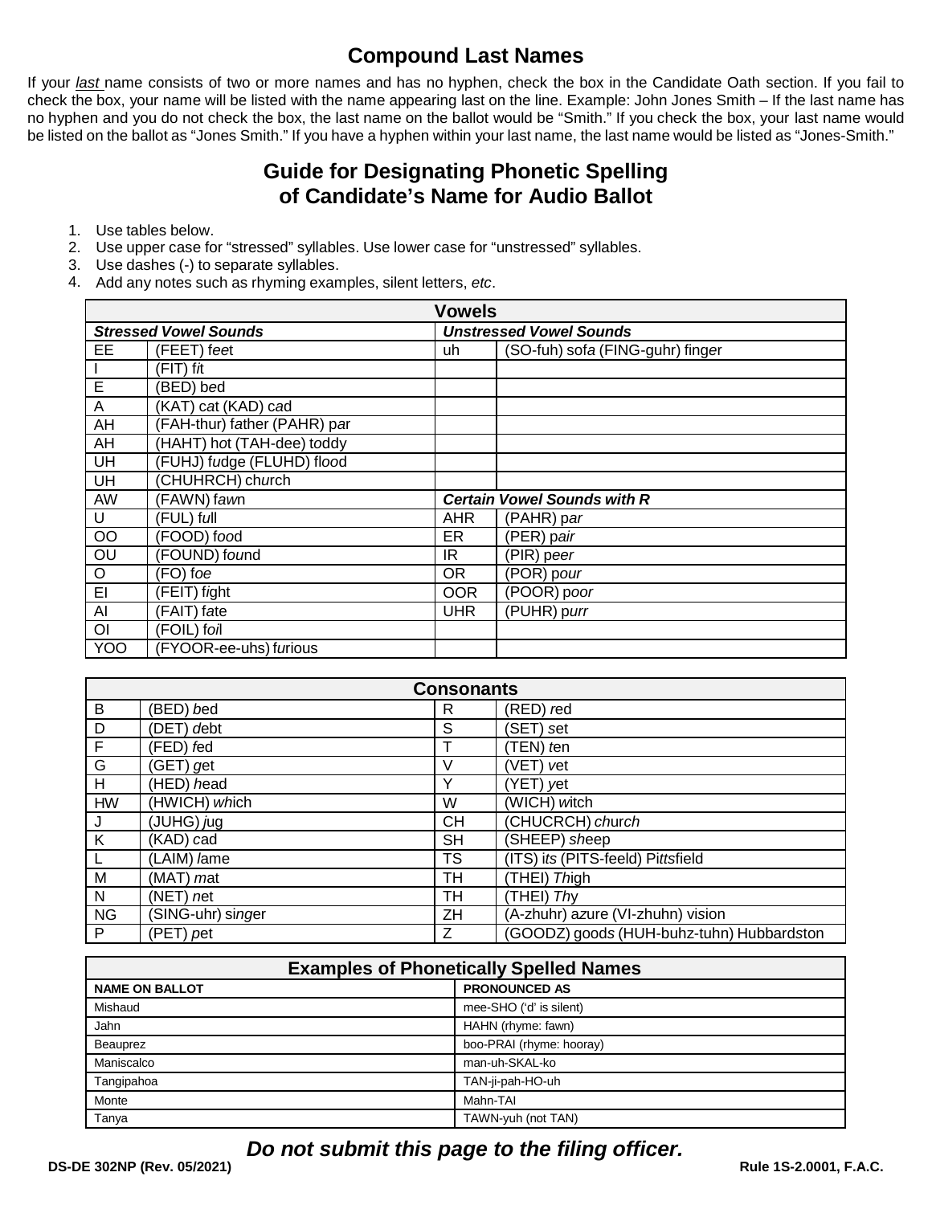## Compound Last Names

If your *last* name consists of two or more names and has no hyphen, check the box in the Candidate Oath section. If you fail to check the box, your name will be listed with the name appearing last on the line. Example: John Jones Smith – If the last name has no hyphen and you do not check the box, the last name on the ballot would be "Smith." If you check the box, your last name would be listed on the ballot as "Jones Smith." If you have a hyphen within your last name, the last name would be listed as "Jones-Smith."

## Guide for Designating Phonetic Spelling of Candidate's Name for Audio Ballot

1. Use tables below.
2. Use upper case for "stressed" syllables. Use lower case for "unstressed" syllables.
3. Use dashes (-) to separate syllables.
4. Add any notes such as rhyming examples, silent letters, *etc*.

| Vowels | | | |
|---|---|---|---|
| ***Stressed Vowel Sounds*** | | ***Unstressed Vowel Sounds*** | |
| EE | (FEET) f*ee*t | uh | (SO-fuh) sof*a* (FING-guhr) fing*er* |
| I | (FIT) f*i*t | | |
| E | (BED) b*e*d | | |
| A | (KAT) c*a*t (KAD) c*a*d | | |
| AH | (FAH-thur) f*a*ther (PAHR) p*a*r | | |
| AH | (HAHT) h*o*t (TAH-dee) t*o*ddy | | |
| UH | (FUHJ) f*u*dge (FLUHD) fl*oo*d | | |
| UH | (CHUHRCH) ch*u*rch | | |
| AW | (FAWN) f*aw*n | ***Certain Vowel Sounds with R*** | |
| U | (FUL) f*u*ll | AHR | (PAHR) p*ar* |
| OO | (FOOD) f*oo*d | ER | (PER) p*air* |
| OU | (FOUND) f*ou*nd | IR | (PIR) p*eer* |
| O | (FO) f*oe* | OR | (POR) p*our* |
| EI | (FEIT) f*i*ght | OOR | (POOR) p*oor* |
| AI | (FAIT) f*a*te | UHR | (PUHR) p*urr* |
| OI | (FOIL) f*oi*l | | |
| YOO | (FYOOR-ee-uhs) f*u*rious | | |

| Consonants | | | |
|---|---|---|---|
| B | (BED) *b*ed | R | (RED) *r*ed |
| D | (DET) *d*ebt | S | (SET) *s*et |
| F | (FED) *f*ed | T | (TEN) *t*en |
| G | (GET) *g*et | V | (VET) *v*et |
| H | (HED) *h*ead | Y | (YET) *y*et |
| HW | (HWICH) *wh*ich | W | (WICH) *w*itch |
| J | (JUHG) *j*ug | CH | (CHUCRCH) *ch*ur*ch* |
| K | (KAD) *c*ad | SH | (SHEEP) *sh*eep |
| L | (LAIM) *l*ame | TS | (ITS) i*ts* (PITS-feeld) Pi*tts*field |
| M | (MAT) *m*at | TH | (THEI) *Th*igh |
| N | (NET) *n*et | TH | (THEI) *Th*y |
| NG | (SING-uhr) si*ng*er | ZH | (A-zhuhr) a*z*ure (VI-zhuhn) vi*s*ion |
| P | (PET) *p*et | Z | (GOODZ) good*s* (HUH-buhz-tuhn) Hubbar*ds*ton |

| Examples of Phonetically Spelled Names | |
|---|---|
| **NAME ON BALLOT** | **PRONOUNCED AS** |
| Mishaud | mee-SHO ('d' is silent) |
| Jahn | HAHN (rhyme: fawn) |
| Beauprez | boo-PRAI (rhyme: hooray) |
| Maniscalco | man-uh-SKAL-ko |
| Tangipahoa | TAN-ji-pah-HO-uh |
| Monte | Mahn-TAI |
| Tanya | TAWN-yuh (not TAN) |

***Do not submit this page to the filing officer.***

DS-DE 302NP (Rev. 05/2021) Rule 1S-2.0001, F.A.C.